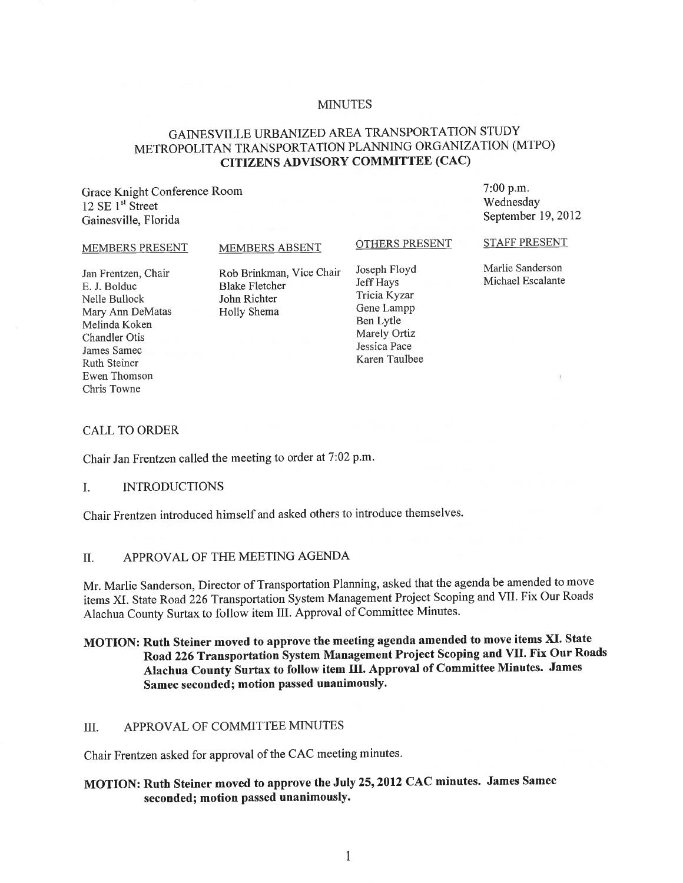MINUTES

# GAINESVILLE URBANIZED AREA TRANSPORTATION STUDY
# METROPOLITAN TRANSPORTATION PLANNING ORGANIZATION (MTPO)
# CITIZENS ADVISORY COMMITTEE (CAC)

Grace Knight Conference Room
12 SE 1st Street
Gainesville, Florida

7:00 p.m.
Wednesday
September 19, 2012

| MEMBERS PRESENT | MEMBERS ABSENT | OTHERS PRESENT | STAFF PRESENT |
|---|---|---|---|
| Jan Frentzen, Chair | Rob Brinkman, Vice Chair | Joseph Floyd | Marlie Sanderson |
| E. J. Bolduc | Blake Fletcher | Jeff Hays | Michael Escalante |
| Nelle Bullock | John Richter | Tricia Kyzar | |
| Mary Ann DeMatas | Holly Shema | Gene Lampp | |
| Melinda Koken | | Ben Lytle | |
| Chandler Otis | | Marely Ortiz | |
| James Samec | | Jessica Pace | |
| Ruth Steiner | | Karen Taulbee | |
| Ewen Thomson | | | |
| Chris Towne | | | |

## CALL TO ORDER

Chair Jan Frentzen called the meeting to order at 7:02 p.m.

## I. INTRODUCTIONS

Chair Frentzen introduced himself and asked others to introduce themselves.

## II. APPROVAL OF THE MEETING AGENDA

Mr. Marlie Sanderson, Director of Transportation Planning, asked that the agenda be amended to move items XI. State Road 226 Transportation System Management Project Scoping and VII. Fix Our Roads Alachua County Surtax to follow item III. Approval of Committee Minutes.

**MOTION: Ruth Steiner moved to approve the meeting agenda amended to move items XI. State Road 226 Transportation System Management Project Scoping and VII. Fix Our Roads Alachua County Surtax to follow item III. Approval of Committee Minutes. James Samec seconded; motion passed unanimously.**

## III. APPROVAL OF COMMITTEE MINUTES

Chair Frentzen asked for approval of the CAC meeting minutes.

**MOTION: Ruth Steiner moved to approve the July 25, 2012 CAC minutes. James Samec seconded; motion passed unanimously.**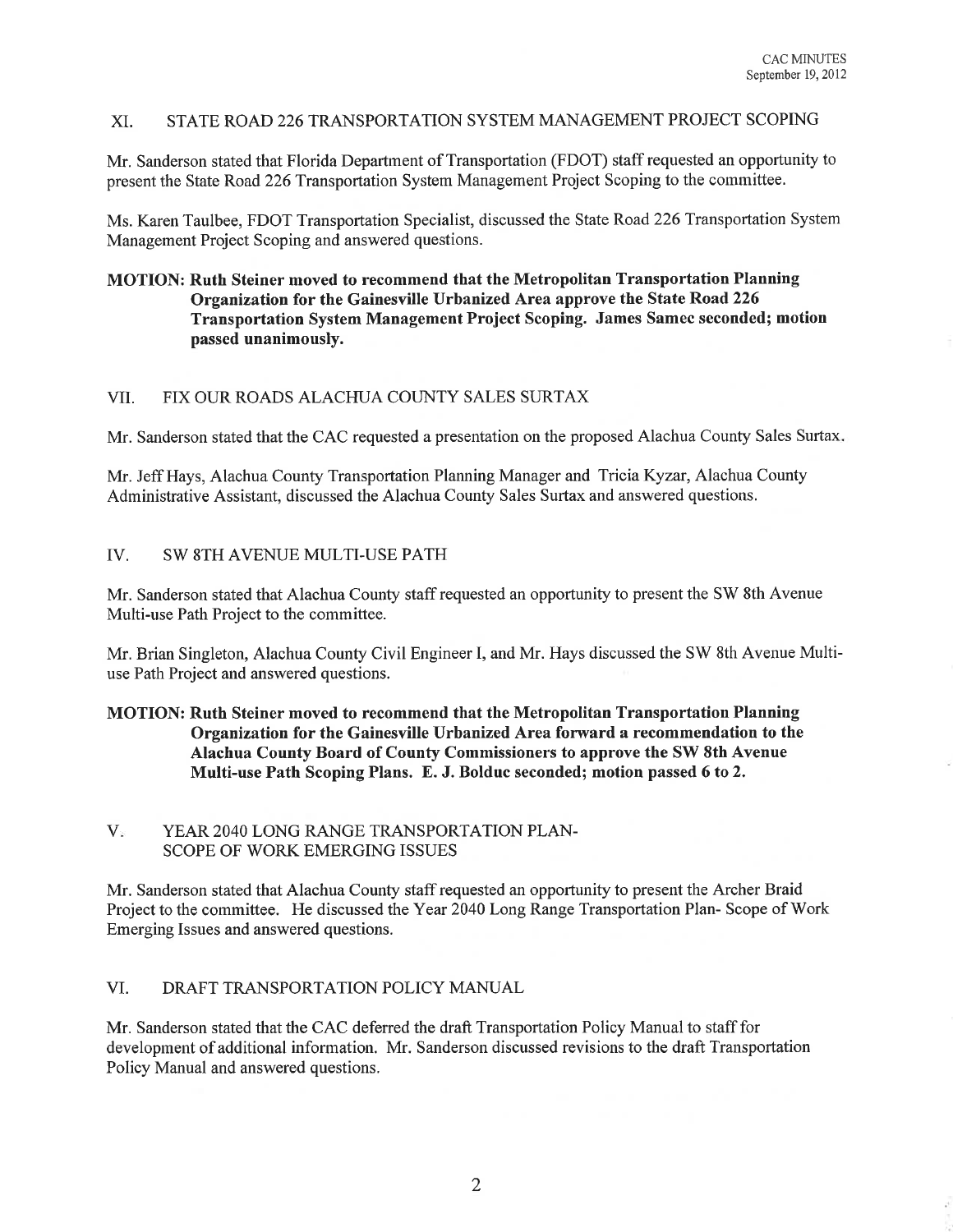## XI. STATE ROAD 226 TRANSPORTATION SYSTEM MANAGEMENT PROJECT SCOPING

Mr. Sanderson stated that Florida Department of Transportation (FDOT) staff requested an opportunity to present the State Road 226 Transportation System Management Project Scoping to the committee.

Ms. Karen Taulbee, FDOT Transportation Specialist, discussed the State Road 226 Transportation System Management Project Scoping and answered questions.

**MOTION: Ruth Steiner moved to recommend that the Metropolitan Transportation Planning Organization for the Gainesville Urbanized Area approve the State Road 226 Transportation System Management Project Scoping. James Samec seconded; motion passed unanimously.**

## VII. FIX OUR ROADS ALACHUA COUNTY SALES SURTAX

Mr. Sanderson stated that the CAC requested a presentation on the proposed Alachua County Sales Surtax.

Mr. Jeff Hays, Alachua County Transportation Planning Manager and Tricia Kyzar, Alachua County Administrative Assistant, discussed the Alachua County Sales Surtax and answered questions.

## IV. SW 8TH AVENUE MULTI-USE PATH

Mr. Sanderson stated that Alachua County staff requested an opportunity to present the SW 8th Avenue Multi-use Path Project to the committee.

Mr. Brian Singleton, Alachua County Civil Engineer I, and Mr. Hays discussed the SW 8th Avenue Multi-use Path Project and answered questions.

**MOTION: Ruth Steiner moved to recommend that the Metropolitan Transportation Planning Organization for the Gainesville Urbanized Area forward a recommendation to the Alachua County Board of County Commissioners to approve the SW 8th Avenue Multi-use Path Scoping Plans. E. J. Bolduc seconded; motion passed 6 to 2.**

## V. YEAR 2040 LONG RANGE TRANSPORTATION PLAN- SCOPE OF WORK EMERGING ISSUES

Mr. Sanderson stated that Alachua County staff requested an opportunity to present the Archer Braid Project to the committee. He discussed the Year 2040 Long Range Transportation Plan- Scope of Work Emerging Issues and answered questions.

## VI. DRAFT TRANSPORTATION POLICY MANUAL

Mr. Sanderson stated that the CAC deferred the draft Transportation Policy Manual to staff for development of additional information. Mr. Sanderson discussed revisions to the draft Transportation Policy Manual and answered questions.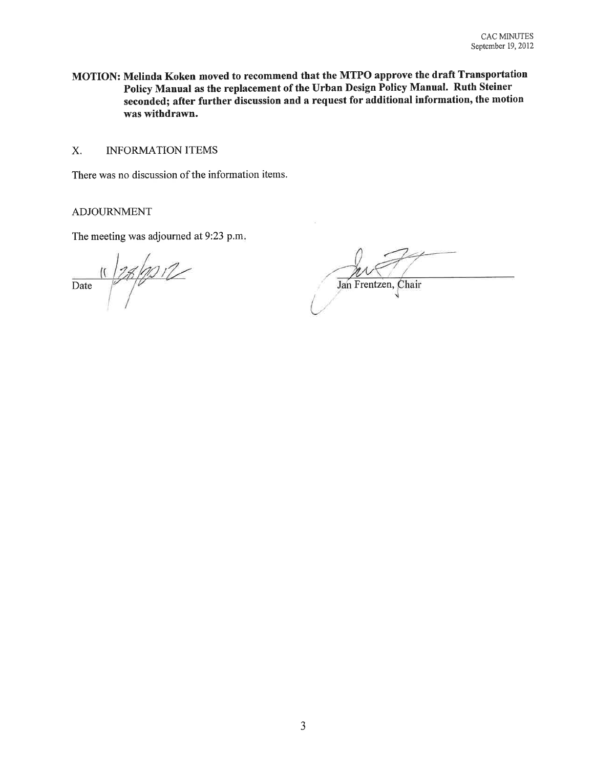**MOTION: Melinda Koken moved to recommend that the MTPO approve the draft Transportation Policy Manual as the replacement of the Urban Design Policy Manual. Ruth Steiner seconded; after further discussion and a request for additional information, the motion was withdrawn.**

## X. INFORMATION ITEMS

There was no discussion of the information items.

## ADJOURNMENT

The meeting was adjourned at 9:23 p.m.

11/28/2012
Date

Jan Frentzen, Chair